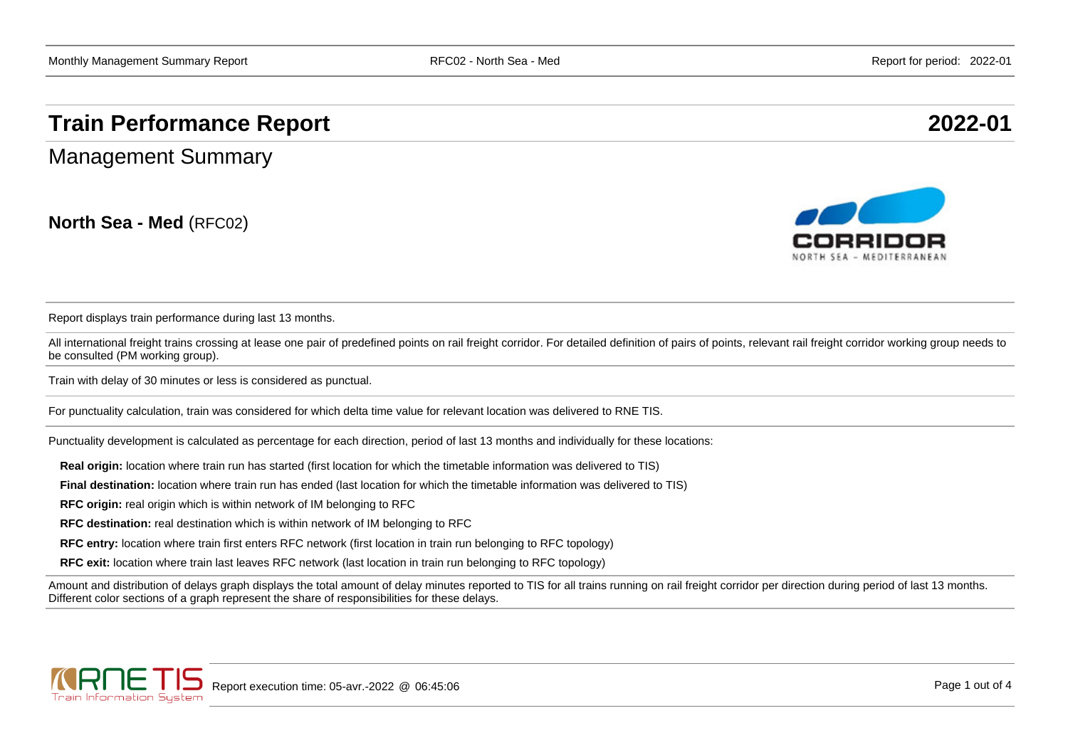# Train Performance Report 2022-01

## Management Summary

**North Sea - Med** (RFC02)

Report displays train performance during last 13 months.

All international freight trains crossing at lease one pair of predefined points on rail freight corridor. For detailed definition of pairs of points, relevant rail freight corridor working group needs to be consulted (PM working group).

Train with delay of 30 minutes or less is considered as punctual.

For punctuality calculation, train was considered for which delta time value for relevant location was delivered to RNE TIS.

Punctuality development is calculated as percentage for each direction, period of last 13 months and individually for these locations:

- **Real origin:** location where train run has started (first location for which the timetable information was delivered to TIS)
- **Final destination:** location where train run has ended (last location for which the timetable information was delivered to TIS)
- **RFC origin:** real origin which is within network of IM belonging to RFC
- **RFC destination:** real destination which is within network of IM belonging to RFC
- **RFC entry:** location where train first enters RFC network (first location in train run belonging to RFC topology)
- **RFC exit:** location where train last leaves RFC network (last location in train run belonging to RFC topology)

Amount and distribution of delays graph displays the total amount of delay minutes reported to TIS for all trains running on rail freight corridor per direction during period of last 13 months. Different color sections of a graph represent the share of responsibilities for these delays.

Report execution time: 05-avr.-2022 @ 06:45:06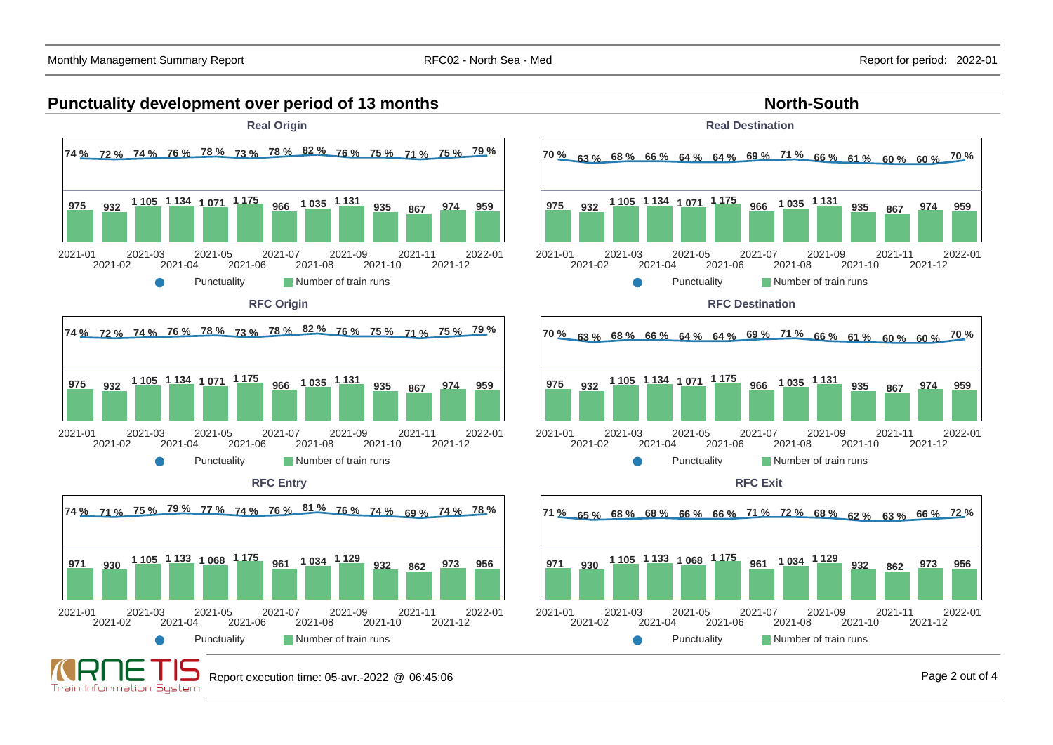## Punctuality development over period of 13 months

## North-South

### Real Origin

| Month | 2021-01 | 2021-02 | 2021-03 | 2021-04 | 2021-05 | 2021-06 | 2021-07 | 2021-08 | 2021-09 | 2021-10 | 2021-11 | 2021-12 | 2022-01 |
|---|---|---|---|---|---|---|---|---|---|---|---|---|---|
| Punctuality | 74 % | 72 % | 74 % | 76 % | 78 % | 73 % | 78 % | 82 % | 76 % | 75 % | 71 % | 75 % | 79 % |
| Number of train runs | 975 | 932 | 1 105 | 1 134 | 1 071 | 1 175 | 966 | 1 035 | 1 131 | 935 | 867 | 974 | 959 |

### Real Destination

| Month | 2021-01 | 2021-02 | 2021-03 | 2021-04 | 2021-05 | 2021-06 | 2021-07 | 2021-08 | 2021-09 | 2021-10 | 2021-11 | 2021-12 | 2022-01 |
|---|---|---|---|---|---|---|---|---|---|---|---|---|---|
| Punctuality | 70 % | 63 % | 68 % | 66 % | 64 % | 64 % | 69 % | 71 % | 66 % | 61 % | 60 % | 60 % | 70 % |
| Number of train runs | 975 | 932 | 1 105 | 1 134 | 1 071 | 1 175 | 966 | 1 035 | 1 131 | 935 | 867 | 974 | 959 |

### RFC Origin

| Month | 2021-01 | 2021-02 | 2021-03 | 2021-04 | 2021-05 | 2021-06 | 2021-07 | 2021-08 | 2021-09 | 2021-10 | 2021-11 | 2021-12 | 2022-01 |
|---|---|---|---|---|---|---|---|---|---|---|---|---|---|
| Punctuality | 74 % | 72 % | 74 % | 76 % | 78 % | 73 % | 78 % | 82 % | 76 % | 75 % | 71 % | 75 % | 79 % |
| Number of train runs | 975 | 932 | 1 105 | 1 134 | 1 071 | 1 175 | 966 | 1 035 | 1 131 | 935 | 867 | 974 | 959 |

### RFC Destination

| Month | 2021-01 | 2021-02 | 2021-03 | 2021-04 | 2021-05 | 2021-06 | 2021-07 | 2021-08 | 2021-09 | 2021-10 | 2021-11 | 2021-12 | 2022-01 |
|---|---|---|---|---|---|---|---|---|---|---|---|---|---|
| Punctuality | 70 % | 63 % | 68 % | 66 % | 64 % | 64 % | 69 % | 71 % | 66 % | 61 % | 60 % | 60 % | 70 % |
| Number of train runs | 975 | 932 | 1 105 | 1 134 | 1 071 | 1 175 | 966 | 1 035 | 1 131 | 935 | 867 | 974 | 959 |

### RFC Entry

| Month | 2021-01 | 2021-02 | 2021-03 | 2021-04 | 2021-05 | 2021-06 | 2021-07 | 2021-08 | 2021-09 | 2021-10 | 2021-11 | 2021-12 | 2022-01 |
|---|---|---|---|---|---|---|---|---|---|---|---|---|---|
| Punctuality | 74 % | 71 % | 75 % | 79 % | 77 % | 74 % | 76 % | 81 % | 76 % | 74 % | 69 % | 74 % | 78 % |
| Number of train runs | 971 | 930 | 1 105 | 1 133 | 1 068 | 1 175 | 961 | 1 034 | 1 129 | 932 | 862 | 973 | 956 |

### RFC Exit

| Month | 2021-01 | 2021-02 | 2021-03 | 2021-04 | 2021-05 | 2021-06 | 2021-07 | 2021-08 | 2021-09 | 2021-10 | 2021-11 | 2021-12 | 2022-01 |
|---|---|---|---|---|---|---|---|---|---|---|---|---|---|
| Punctuality | 71 % | 65 % | 68 % | 68 % | 66 % | 66 % | 71 % | 72 % | 68 % | 62 % | 63 % | 66 % | 72 % |
| Number of train runs | 971 | 930 | 1 105 | 1 133 | 1 068 | 1 175 | 961 | 1 034 | 1 129 | 932 | 862 | 973 | 956 |

Report execution time: 05-avr.-2022 @ 06:45:06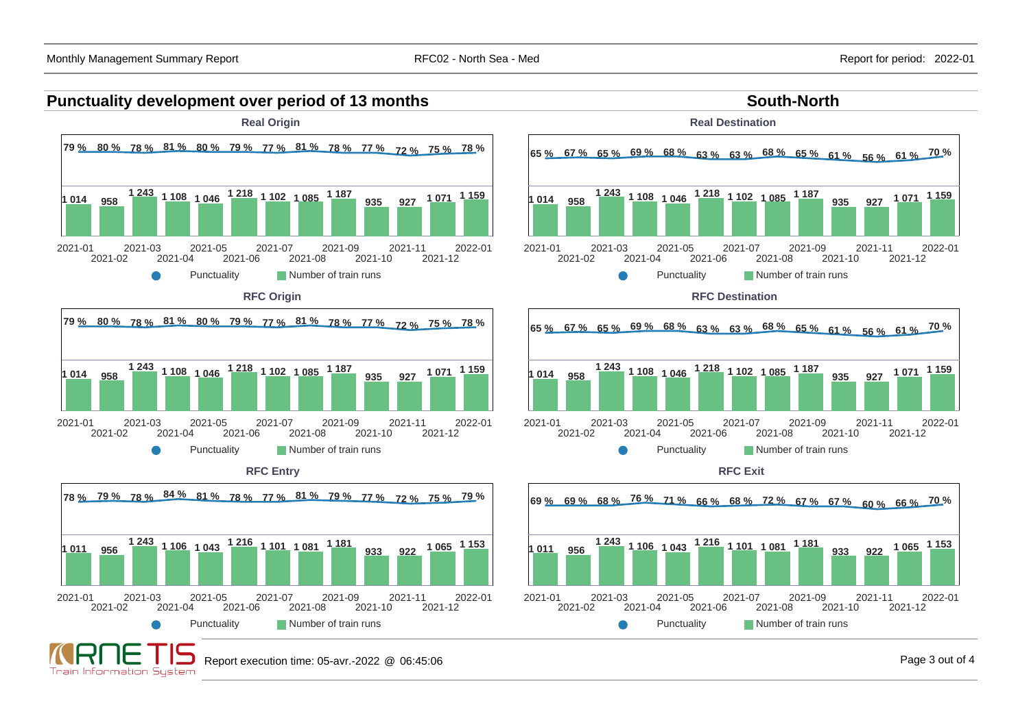## Punctuality development over period of 13 months

## South-North

### Real Origin

| Month | Punctuality | Number of train runs |
|---|---|---|
| 2021-01 | 79 % | 1 014 |
| 2021-02 | 80 % | 958 |
| 2021-03 | 78 % | 1 243 |
| 2021-04 | 81 % | 1 108 |
| 2021-05 | 80 % | 1 046 |
| 2021-06 | 79 % | 1 218 |
| 2021-07 | 77 % | 1 102 |
| 2021-08 | 81 % | 1 085 |
| 2021-09 | 78 % | 1 187 |
| 2021-10 | 77 % | 935 |
| 2021-11 | 72 % | 927 |
| 2021-12 | 75 % | 1 071 |
| 2022-01 | 78 % | 1 159 |

### Real Destination

| Month | Punctuality | Number of train runs |
|---|---|---|
| 2021-01 | 65 % | 1 014 |
| 2021-02 | 67 % | 958 |
| 2021-03 | 65 % | 1 243 |
| 2021-04 | 69 % | 1 108 |
| 2021-05 | 68 % | 1 046 |
| 2021-06 | 63 % | 1 218 |
| 2021-07 | 63 % | 1 102 |
| 2021-08 | 68 % | 1 085 |
| 2021-09 | 65 % | 1 187 |
| 2021-10 | 61 % | 935 |
| 2021-11 | 56 % | 927 |
| 2021-12 | 61 % | 1 071 |
| 2022-01 | 70 % | 1 159 |

### RFC Origin

| Month | Punctuality | Number of train runs |
|---|---|---|
| 2021-01 | 79 % | 1 014 |
| 2021-02 | 80 % | 958 |
| 2021-03 | 78 % | 1 243 |
| 2021-04 | 81 % | 1 108 |
| 2021-05 | 80 % | 1 046 |
| 2021-06 | 79 % | 1 218 |
| 2021-07 | 77 % | 1 102 |
| 2021-08 | 81 % | 1 085 |
| 2021-09 | 78 % | 1 187 |
| 2021-10 | 77 % | 935 |
| 2021-11 | 72 % | 927 |
| 2021-12 | 75 % | 1 071 |
| 2022-01 | 78 % | 1 159 |

### RFC Destination

| Month | Punctuality | Number of train runs |
|---|---|---|
| 2021-01 | 65 % | 1 014 |
| 2021-02 | 67 % | 958 |
| 2021-03 | 65 % | 1 243 |
| 2021-04 | 69 % | 1 108 |
| 2021-05 | 68 % | 1 046 |
| 2021-06 | 63 % | 1 218 |
| 2021-07 | 63 % | 1 102 |
| 2021-08 | 68 % | 1 085 |
| 2021-09 | 65 % | 1 187 |
| 2021-10 | 61 % | 935 |
| 2021-11 | 56 % | 927 |
| 2021-12 | 61 % | 1 071 |
| 2022-01 | 70 % | 1 159 |

### RFC Entry

| Month | Punctuality | Number of train runs |
|---|---|---|
| 2021-01 | 78 % | 1 011 |
| 2021-02 | 79 % | 956 |
| 2021-03 | 78 % | 1 243 |
| 2021-04 | 84 % | 1 106 |
| 2021-05 | 81 % | 1 043 |
| 2021-06 | 78 % | 1 216 |
| 2021-07 | 77 % | 1 101 |
| 2021-08 | 81 % | 1 081 |
| 2021-09 | 79 % | 1 181 |
| 2021-10 | 77 % | 933 |
| 2021-11 | 72 % | 922 |
| 2021-12 | 75 % | 1 065 |
| 2022-01 | 79 % | 1 153 |

### RFC Exit

| Month | Punctuality | Number of train runs |
|---|---|---|
| 2021-01 | 69 % | 1 011 |
| 2021-02 | 69 % | 956 |
| 2021-03 | 68 % | 1 243 |
| 2021-04 | 76 % | 1 106 |
| 2021-05 | 71 % | 1 043 |
| 2021-06 | 66 % | 1 216 |
| 2021-07 | 68 % | 1 101 |
| 2021-08 | 72 % | 1 081 |
| 2021-09 | 67 % | 1 181 |
| 2021-10 | 67 % | 933 |
| 2021-11 | 60 % | 922 |
| 2021-12 | 66 % | 1 065 |
| 2022-01 | 70 % | 1 153 |

Report execution time: 05-avr.-2022 @ 06:45:06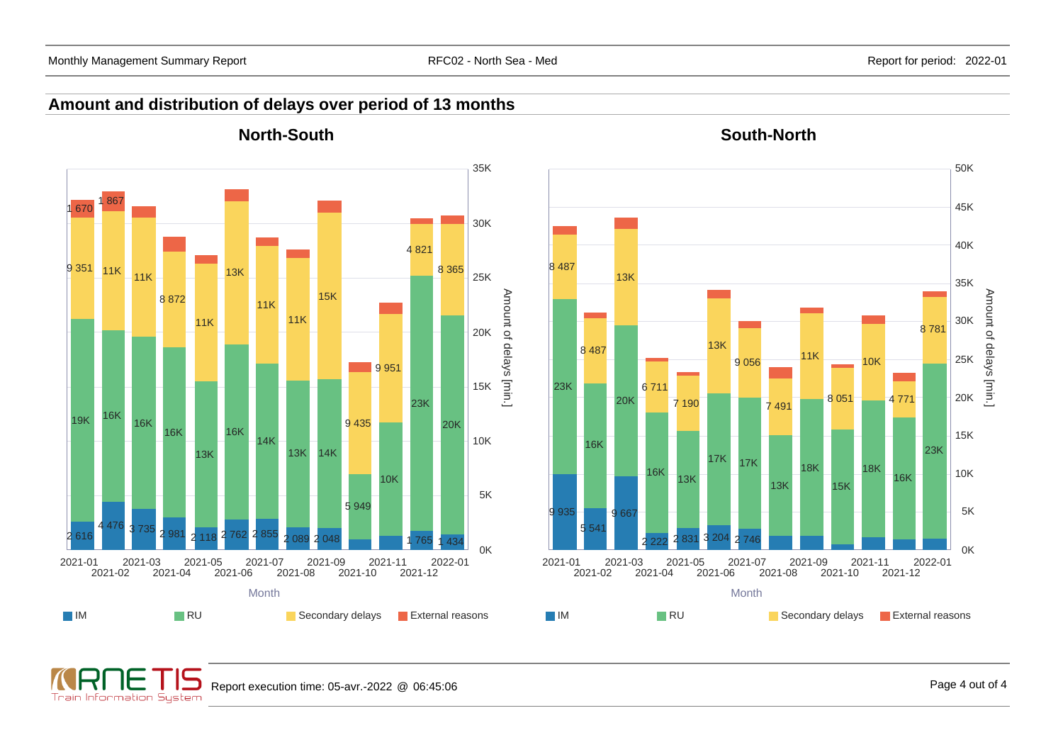## Amount and distribution of delays over period of 13 months

### North-South

Amount of delays [min.]

0K
5K
10K
15K
20K
25K
30K
35K

Month

2021-01 2021-02 2021-03 2021-04 2021-05 2021-06 2021-07 2021-08 2021-09 2021-10 2021-11 2021-12 2022-01

1 670 1 867
9 351 11K 11K 8 872 11K 13K 11K 11K 15K 9 435 9 951 4 821 8 365
19K 16K 16K 16K 13K 16K 14K 13K 14K 5 949 10K 23K 20K
2 616 4 476 3 735 2 981 2 118 2 762 2 855 2 089 2 048 1 765 1 434

IM RU Secondary delays External reasons

### South-North

Amount of delays [min.]

0K
5K
10K
15K
20K
25K
30K
35K
40K
45K
50K

Month

2021-01 2021-02 2021-03 2021-04 2021-05 2021-06 2021-07 2021-08 2021-09 2021-10 2021-11 2021-12 2022-01

8 487 8 487 13K 6 711 7 190 13K 9 056 7 491 11K 8 051 10K 4 771 8 781
23K 16K 20K 16K 13K 17K 17K 13K 18K 15K 18K 16K 23K
9 935 5 541 9 667 2 222 2 831 3 204 2 746

IM RU Secondary delays External reasons

Report execution time: 05-avr.-2022 @ 06:45:06